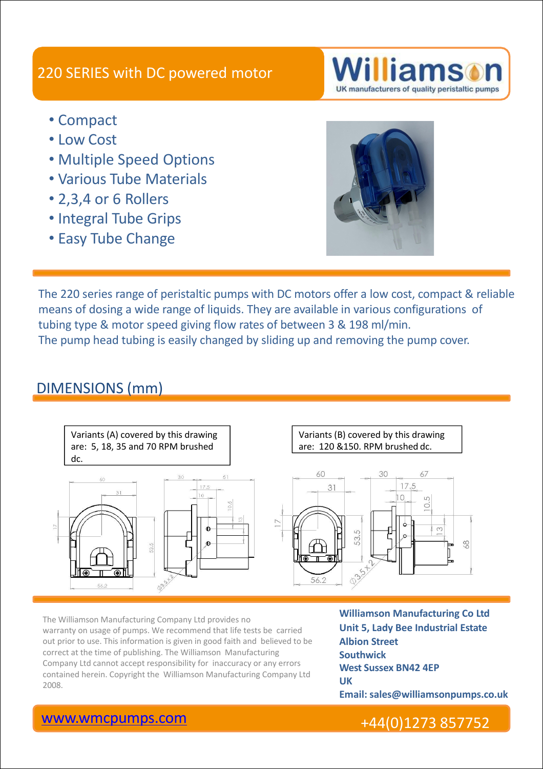# 220 SERIES with DC powered motor

**Williamson**
UK manufacturers of quality peristaltic pumps

- Compact
- Low Cost
- Multiple Speed Options
- Various Tube Materials
- 2,3,4 or 6 Rollers
- Integral Tube Grips
- Easy Tube Change

The 220 series range of peristaltic pumps with DC motors offer a low cost, compact & reliable means of dosing a wide range of liquids. They are available in various configurations of tubing type & motor speed giving flow rates of between 3 & 198 ml/min.
The pump head tubing is easily changed by sliding up and removing the pump cover.

## DIMENSIONS (mm)

Variants (A) covered by this drawing are: 5, 18, 35 and 70 RPM brushed dc.

Variants (B) covered by this drawing are: 120 &150. RPM brushed dc.

The Williamson Manufacturing Company Ltd provides no warranty on usage of pumps. We recommend that life tests be carried out prior to use. This information is given in good faith and believed to be correct at the time of publishing. The Williamson Manufacturing Company Ltd cannot accept responsibility for inaccuracy or any errors contained herein. Copyright the Williamson Manufacturing Company Ltd 2008.

**Williamson Manufacturing Co Ltd**
**Unit 5, Lady Bee Industrial Estate**
**Albion Street**
**Southwick**
**West Sussex BN42 4EP**
**UK**
**Email: sales@williamsonpumps.co.uk**

www.wmcpumps.com

+44(0)1273 857752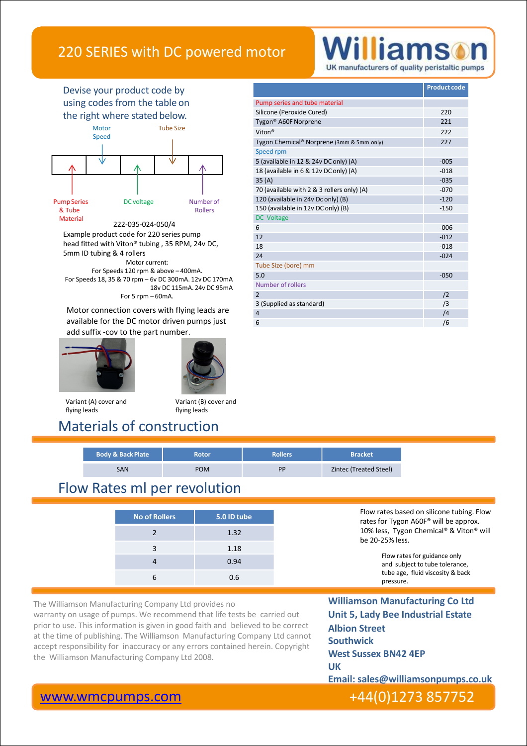# 220 SERIES with DC powered motor

Williamson
UK manufacturers of quality peristaltic pumps

Devise your product code by using codes from the table on the right where stated below.

Motor Speed
Tube Size
Pump Series & Tube Material
DC voltage
Number of Rollers

222-035-024-050/4

Example product code for 220 series pump head fitted with Viton® tubing , 35 RPM, 24v DC, 5mm ID tubing & 4 rollers

Motor current:
For Speeds 120 rpm & above – 400mA.
For Speeds 18, 35 & 70 rpm – 6v DC 300mA. 12v DC 170mA 18v DC 115mA. 24v DC 95mA
For 5 rpm – 60mA.

Motor connection covers with flying leads are available for the DC motor driven pumps just add suffix -cov to the part number.

Variant (A) cover and flying leads

Variant (B) cover and flying leads

| | Product code |
|---|---|
| Pump series and tube material | |
| Silicone (Peroxide Cured) | 220 |
| Tygon® A60F Norprene | 221 |
| Viton® | 222 |
| Tygon Chemical® Norprene (3mm & 5mm only) | 227 |
| Speed rpm | |
| 5 (available in 12 & 24v DC only) (A) | -005 |
| 18 (available in 6 & 12v DC only) (A) | -018 |
| 35 (A) | -035 |
| 70 (available with 2 & 3 rollers only) (A) | -070 |
| 120 (available in 24v Dc only) (B) | -120 |
| 150 (available in 12v DC only) (B) | -150 |
| DC Voltage | |
| 6 | -006 |
| 12 | -012 |
| 18 | -018 |
| 24 | -024 |
| Tube Size (bore) mm | |
| 5.0 | -050 |
| Number of rollers | |
| 2 | /2 |
| 3 (Supplied as standard) | /3 |
| 4 | /4 |
| 6 | /6 |

## Materials of construction

| Body & Back Plate | Rotor | Rollers | Bracket |
|---|---|---|---|
| SAN | POM | PP | Zintec (Treated Steel) |

## Flow Rates ml per revolution

| No of Rollers | 5.0 ID tube |
|---|---|
| 2 | 1.32 |
| 3 | 1.18 |
| 4 | 0.94 |
| 6 | 0.6 |

Flow rates based on silicone tubing. Flow rates for Tygon A60F® will be approx. 10% less, Tygon Chemical® & Viton® will be 20-25% less.

Flow rates for guidance only and subject to tube tolerance, tube age, fluid viscosity & back pressure.

The Williamson Manufacturing Company Ltd provides no warranty on usage of pumps. We recommend that life tests be carried out prior to use. This information is given in good faith and believed to be correct at the time of publishing. The Williamson Manufacturing Company Ltd cannot accept responsibility for inaccuracy or any errors contained herein. Copyright the Williamson Manufacturing Company Ltd 2008.

**Williamson Manufacturing Co Ltd**
**Unit 5, Lady Bee Industrial Estate**
**Albion Street**
**Southwick**
**West Sussex BN42 4EP**
**UK**
**Email: sales@williamsonpumps.co.uk**

www.wmcpumps.com

+44(0)1273 857752